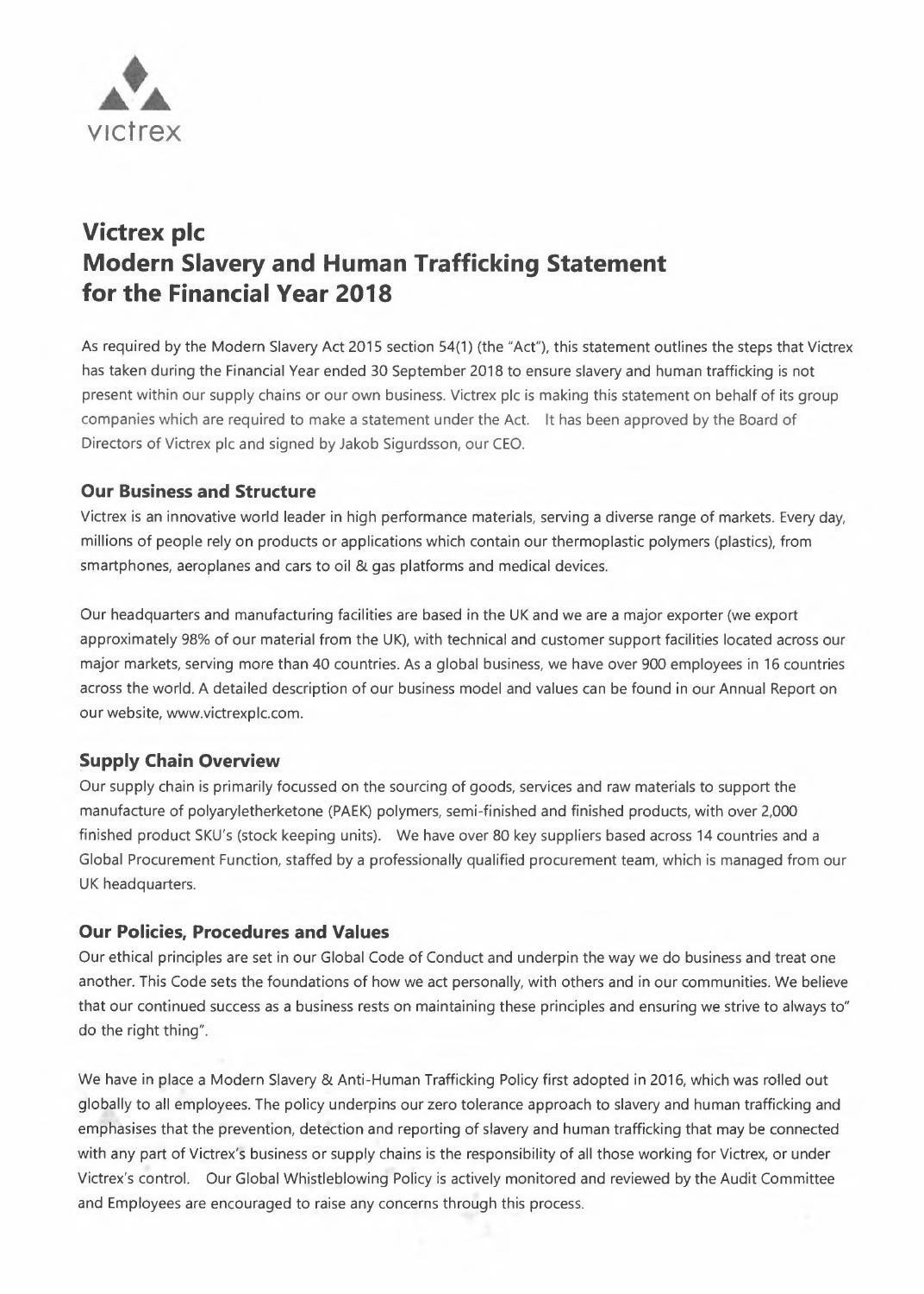victrex

# Victrex plc
# Modern Slavery and Human Trafficking Statement for the Financial Year 2018

As required by the Modern Slavery Act 2015 section 54(1) (the "Act"), this statement outlines the steps that Victrex has taken during the Financial Year ended 30 September 2018 to ensure slavery and human trafficking is not present within our supply chains or our own business. Victrex plc is making this statement on behalf of its group companies which are required to make a statement under the Act. It has been approved by the Board of Directors of Victrex plc and signed by Jakob Sigurdsson, our CEO.

## Our Business and Structure

Victrex is an innovative world leader in high performance materials, serving a diverse range of markets. Every day, millions of people rely on products or applications which contain our thermoplastic polymers (plastics), from smartphones, aeroplanes and cars to oil & gas platforms and medical devices.

Our headquarters and manufacturing facilities are based in the UK and we are a major exporter (we export approximately 98% of our material from the UK), with technical and customer support facilities located across our major markets, serving more than 40 countries. As a global business, we have over 900 employees in 16 countries across the world. A detailed description of our business model and values can be found in our Annual Report on our website, www.victrexplc.com.

## Supply Chain Overview

Our supply chain is primarily focussed on the sourcing of goods, services and raw materials to support the manufacture of polyaryletherketone (PAEK) polymers, semi-finished and finished products, with over 2,000 finished product SKU's (stock keeping units). We have over 80 key suppliers based across 14 countries and a Global Procurement Function, staffed by a professionally qualified procurement team, which is managed from our UK headquarters.

## Our Policies, Procedures and Values

Our ethical principles are set in our Global Code of Conduct and underpin the way we do business and treat one another. This Code sets the foundations of how we act personally, with others and in our communities. We believe that our continued success as a business rests on maintaining these principles and ensuring we strive to always to" do the right thing".

We have in place a Modern Slavery & Anti-Human Trafficking Policy first adopted in 2016, which was rolled out globally to all employees. The policy underpins our zero tolerance approach to slavery and human trafficking and emphasises that the prevention, detection and reporting of slavery and human trafficking that may be connected with any part of Victrex's business or supply chains is the responsibility of all those working for Victrex, or under Victrex's control. Our Global Whistleblowing Policy is actively monitored and reviewed by the Audit Committee and Employees are encouraged to raise any concerns through this process.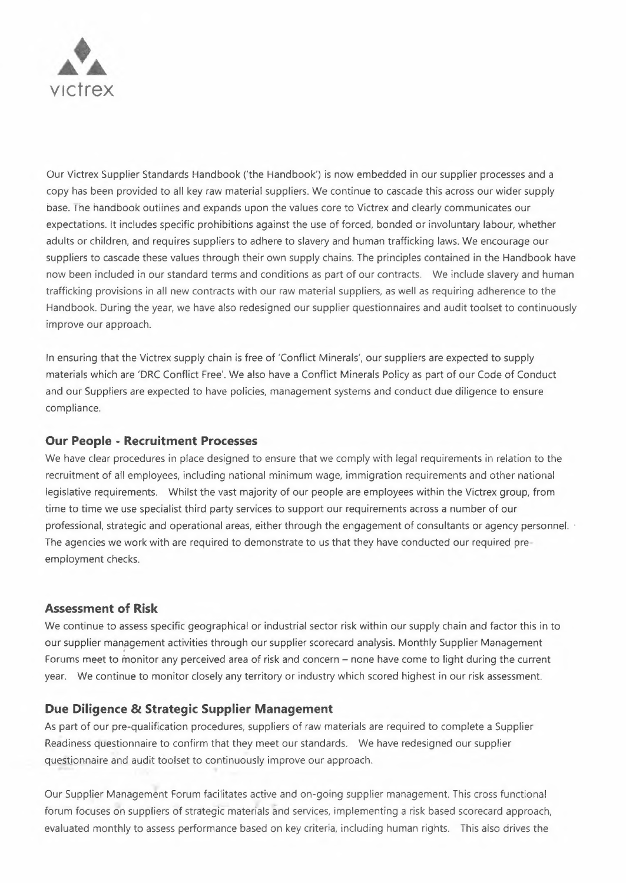Our Victrex Supplier Standards Handbook ('the Handbook') is now embedded in our supplier processes and a copy has been provided to all key raw material suppliers. We continue to cascade this across our wider supply base. The handbook outlines and expands upon the values core to Victrex and clearly communicates our expectations. It includes specific prohibitions against the use of forced, bonded or involuntary labour, whether adults or children, and requires suppliers to adhere to slavery and human trafficking laws. We encourage our suppliers to cascade these values through their own supply chains. The principles contained in the Handbook have now been included in our standard terms and conditions as part of our contracts. We include slavery and human trafficking provisions in all new contracts with our raw material suppliers, as well as requiring adherence to the Handbook. During the year, we have also redesigned our supplier questionnaires and audit toolset to continuously improve our approach.

In ensuring that the Victrex supply chain is free of 'Conflict Minerals', our suppliers are expected to supply materials which are 'DRC Conflict Free'. We also have a Conflict Minerals Policy as part of our Code of Conduct and our Suppliers are expected to have policies, management systems and conduct due diligence to ensure compliance.

### Our People - Recruitment Processes

We have clear procedures in place designed to ensure that we comply with legal requirements in relation to the recruitment of all employees, including national minimum wage, immigration requirements and other national legislative requirements. Whilst the vast majority of our people are employees within the Victrex group, from time to time we use specialist third party services to support our requirements across a number of our professional, strategic and operational areas, either through the engagement of consultants or agency personnel. The agencies we work with are required to demonstrate to us that they have conducted our required pre-employment checks.

### Assessment of Risk

We continue to assess specific geographical or industrial sector risk within our supply chain and factor this in to our supplier management activities through our supplier scorecard analysis. Monthly Supplier Management Forums meet to monitor any perceived area of risk and concern – none have come to light during the current year. We continue to monitor closely any territory or industry which scored highest in our risk assessment.

### Due Diligence & Strategic Supplier Management

As part of our pre-qualification procedures, suppliers of raw materials are required to complete a Supplier Readiness questionnaire to confirm that they meet our standards. We have redesigned our supplier questionnaire and audit toolset to continuously improve our approach.

Our Supplier Management Forum facilitates active and on-going supplier management. This cross functional forum focuses on suppliers of strategic materials and services, implementing a risk based scorecard approach, evaluated monthly to assess performance based on key criteria, including human rights. This also drives the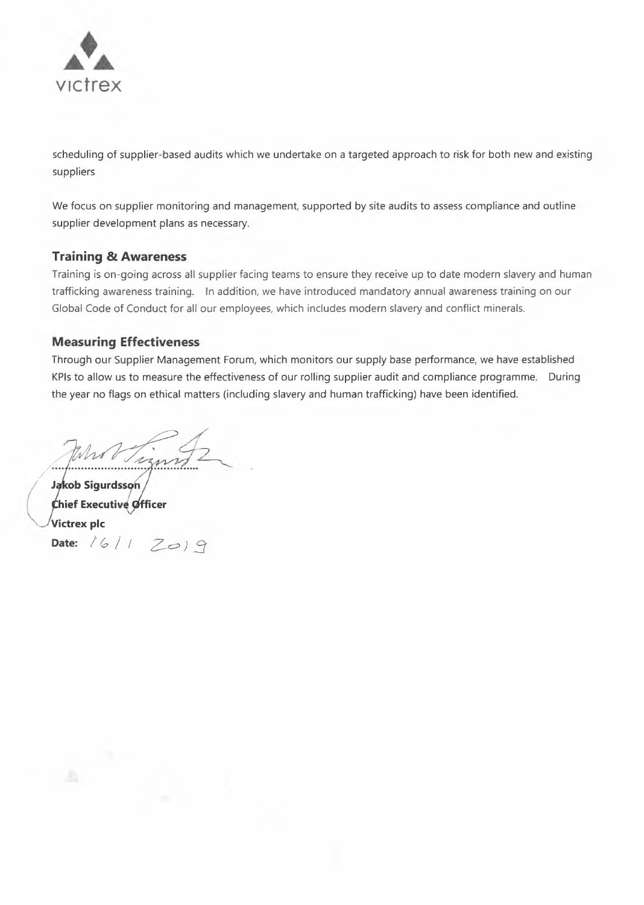scheduling of supplier-based audits which we undertake on a targeted approach to risk for both new and existing suppliers

We focus on supplier monitoring and management, supported by site audits to assess compliance and outline supplier development plans as necessary.

### Training & Awareness

Training is on-going across all supplier facing teams to ensure they receive up to date modern slavery and human trafficking awareness training. In addition, we have introduced mandatory annual awareness training on our Global Code of Conduct for all our employees, which includes modern slavery and conflict minerals.

### Measuring Effectiveness

Through our Supplier Management Forum, which monitors our supply base performance, we have established KPIs to allow us to measure the effectiveness of our rolling supplier audit and compliance programme. During the year no flags on ethical matters (including slavery and human trafficking) have been identified.

**Jakob Sigurdsson**
**Chief Executive Officer**
**Victrex plc**
**Date:** 16/1 2019